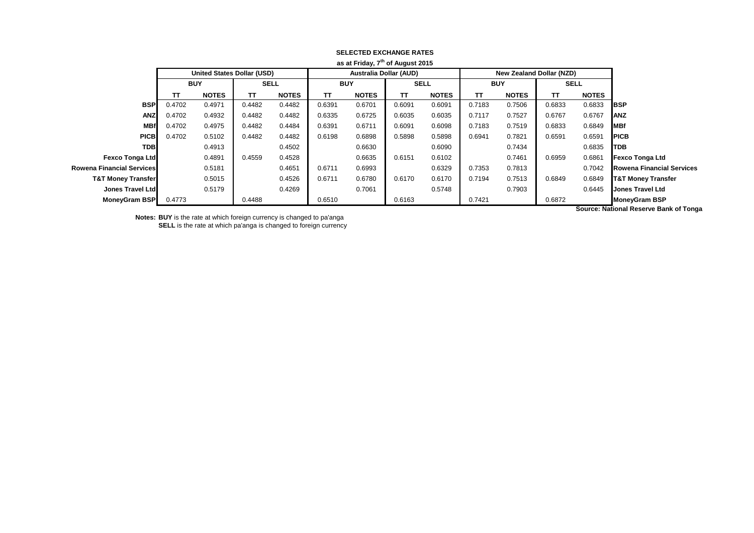**SELECTED EXCHANGE RATES**

**as at Friday, 7th of August 2015**

| | United States Dollar (USD) | | | | Australia Dollar (AUD) | | | | New Zealand Dollar (NZD) | | | | |
|---|---|---|---|---|---|---|---|---|---|---|---|---|---|
| | BUY | | SELL | | BUY | | SELL | | BUY | | SELL | | |
| | TT | NOTES | TT | NOTES | TT | NOTES | TT | NOTES | TT | NOTES | TT | NOTES | |
| **BSP** | 0.4702 | 0.4971 | 0.4482 | 0.4482 | 0.6391 | 0.6701 | 0.6091 | 0.6091 | 0.7183 | 0.7506 | 0.6833 | 0.6833 | **BSP** |
| **ANZ** | 0.4702 | 0.4932 | 0.4482 | 0.4482 | 0.6335 | 0.6725 | 0.6035 | 0.6035 | 0.7117 | 0.7527 | 0.6767 | 0.6767 | **ANZ** |
| **MBf** | 0.4702 | 0.4975 | 0.4482 | 0.4484 | 0.6391 | 0.6711 | 0.6091 | 0.6098 | 0.7183 | 0.7519 | 0.6833 | 0.6849 | **MBf** |
| **PICB** | 0.4702 | 0.5102 | 0.4482 | 0.4482 | 0.6198 | 0.6898 | 0.5898 | 0.5898 | 0.6941 | 0.7821 | 0.6591 | 0.6591 | **PICB** |
| **TDB** | | 0.4913 | | 0.4502 | | 0.6630 | | 0.6090 | | 0.7434 | | 0.6835 | **TDB** |
| **Fexco Tonga Ltd** | | 0.4891 | 0.4559 | 0.4528 | | 0.6635 | 0.6151 | 0.6102 | | 0.7461 | 0.6959 | 0.6861 | **Fexco Tonga Ltd** |
| **Rowena Financial Services** | | 0.5181 | | 0.4651 | 0.6711 | 0.6993 | | 0.6329 | 0.7353 | 0.7813 | | 0.7042 | **Rowena Financial Services** |
| **T&T Money Transfer** | | 0.5015 | | 0.4526 | 0.6711 | 0.6780 | 0.6170 | 0.6170 | 0.7194 | 0.7513 | 0.6849 | 0.6849 | **T&T Money Transfer** |
| **Jones Travel Ltd** | | 0.5179 | | 0.4269 | | 0.7061 | | 0.5748 | | 0.7903 | | 0.6445 | **Jones Travel Ltd** |
| **MoneyGram BSP** | 0.4773 | | 0.4488 | | 0.6510 | | 0.6163 | | 0.7421 | | 0.6872 | | **MoneyGram BSP** |

**Source: National Reserve Bank of Tonga**

**Notes: BUY** is the rate at which foreign currency is changed to pa'anga
**SELL** is the rate at which pa'anga is changed to foreign currency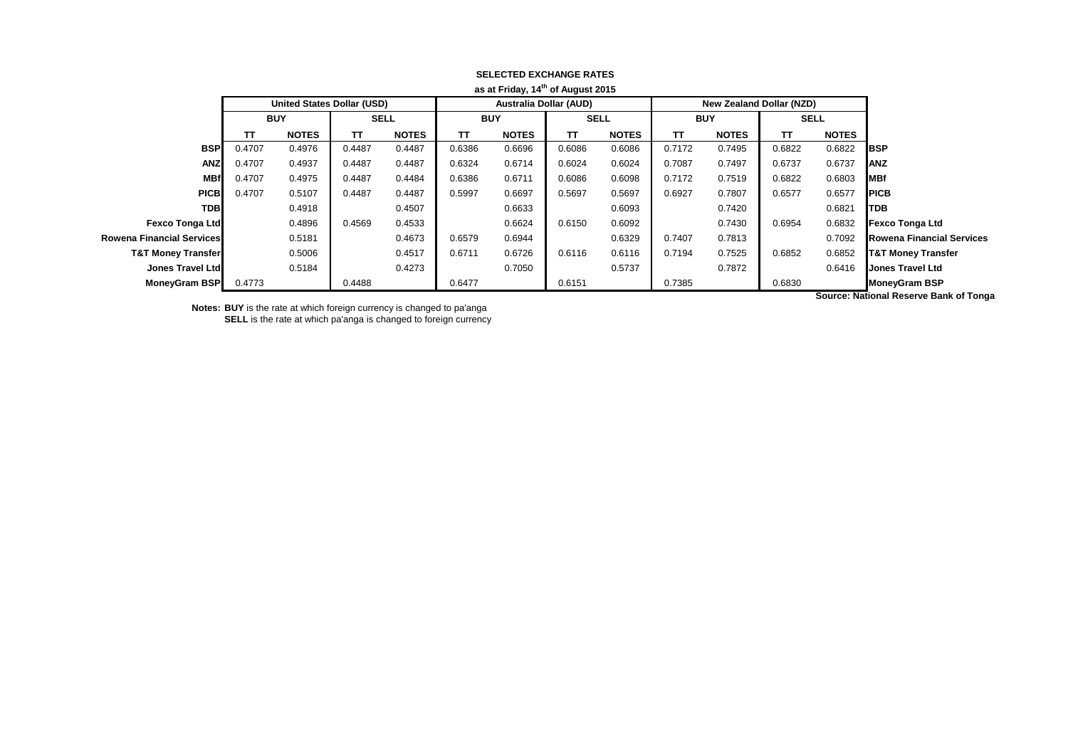**SELECTED EXCHANGE RATES**

**as at Friday, 14th of August 2015**

| | United States Dollar (USD) | | | | Australia Dollar (AUD) | | | | New Zealand Dollar (NZD) | | | | |
|---|---|---|---|---|---|---|---|---|---|---|---|---|---|
| | BUY | | SELL | | BUY | | SELL | | BUY | | SELL | | |
| | TT | NOTES | TT | NOTES | TT | NOTES | TT | NOTES | TT | NOTES | TT | NOTES | |
| **BSP** | 0.4707 | 0.4976 | 0.4487 | 0.4487 | 0.6386 | 0.6696 | 0.6086 | 0.6086 | 0.7172 | 0.7495 | 0.6822 | 0.6822 | **BSP** |
| **ANZ** | 0.4707 | 0.4937 | 0.4487 | 0.4487 | 0.6324 | 0.6714 | 0.6024 | 0.6024 | 0.7087 | 0.7497 | 0.6737 | 0.6737 | **ANZ** |
| **MBf** | 0.4707 | 0.4975 | 0.4487 | 0.4484 | 0.6386 | 0.6711 | 0.6086 | 0.6098 | 0.7172 | 0.7519 | 0.6822 | 0.6803 | **MBf** |
| **PICB** | 0.4707 | 0.5107 | 0.4487 | 0.4487 | 0.5997 | 0.6697 | 0.5697 | 0.5697 | 0.6927 | 0.7807 | 0.6577 | 0.6577 | **PICB** |
| **TDB** | | 0.4918 | | 0.4507 | | 0.6633 | | 0.6093 | | 0.7420 | | 0.6821 | **TDB** |
| **Fexco Tonga Ltd** | | 0.4896 | 0.4569 | 0.4533 | | 0.6624 | 0.6150 | 0.6092 | | 0.7430 | 0.6954 | 0.6832 | **Fexco Tonga Ltd** |
| **Rowena Financial Services** | | 0.5181 | | 0.4673 | 0.6579 | 0.6944 | | 0.6329 | 0.7407 | 0.7813 | | 0.7092 | **Rowena Financial Services** |
| **T&T Money Transfer** | | 0.5006 | | 0.4517 | 0.6711 | 0.6726 | 0.6116 | 0.6116 | 0.7194 | 0.7525 | 0.6852 | 0.6852 | **T&T Money Transfer** |
| **Jones Travel Ltd** | | 0.5184 | | 0.4273 | | 0.7050 | | 0.5737 | | 0.7872 | | 0.6416 | **Jones Travel Ltd** |
| **MoneyGram BSP** | 0.4773 | | 0.4488 | | 0.6477 | | 0.6151 | | 0.7385 | | 0.6830 | | **MoneyGram BSP** |

**Source: National Reserve Bank of Tonga**

**Notes: BUY** is the rate at which foreign currency is changed to pa'anga
**SELL** is the rate at which pa'anga is changed to foreign currency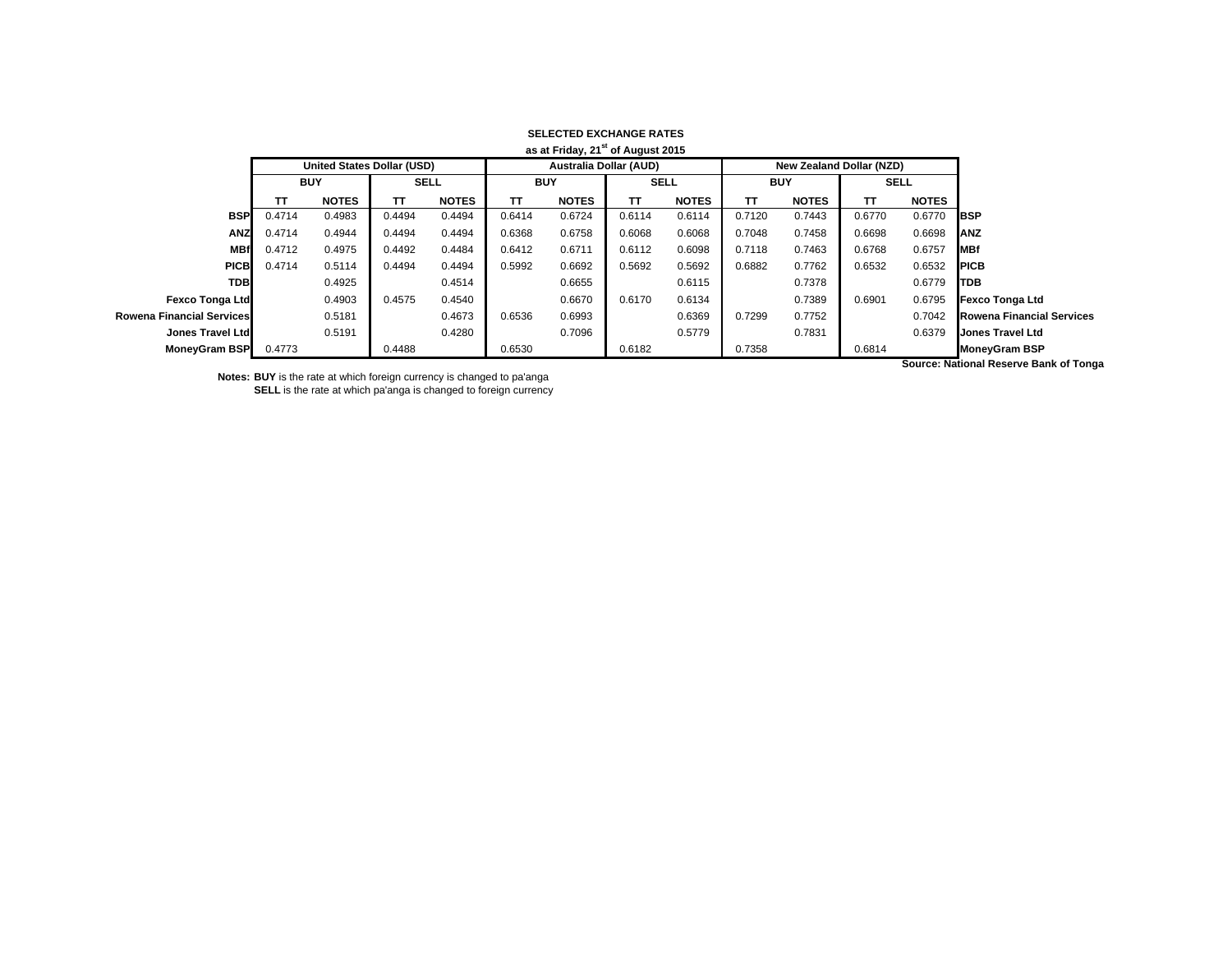**SELECTED EXCHANGE RATES**

**as at Friday, 21st of August 2015**

| | United States Dollar (USD) | | | | Australia Dollar (AUD) | | | | New Zealand Dollar (NZD) | | | | |
|---|---|---|---|---|---|---|---|---|---|---|---|---|---|
| | BUY | | SELL | | BUY | | SELL | | BUY | | SELL | | |
| | TT | NOTES | TT | NOTES | TT | NOTES | TT | NOTES | TT | NOTES | TT | NOTES | |
| **BSP** | 0.4714 | 0.4983 | 0.4494 | 0.4494 | 0.6414 | 0.6724 | 0.6114 | 0.6114 | 0.7120 | 0.7443 | 0.6770 | 0.6770 | **BSP** |
| **ANZ** | 0.4714 | 0.4944 | 0.4494 | 0.4494 | 0.6368 | 0.6758 | 0.6068 | 0.6068 | 0.7048 | 0.7458 | 0.6698 | 0.6698 | **ANZ** |
| **MBf** | 0.4712 | 0.4975 | 0.4492 | 0.4484 | 0.6412 | 0.6711 | 0.6112 | 0.6098 | 0.7118 | 0.7463 | 0.6768 | 0.6757 | **MBf** |
| **PICB** | 0.4714 | 0.5114 | 0.4494 | 0.4494 | 0.5992 | 0.6692 | 0.5692 | 0.5692 | 0.6882 | 0.7762 | 0.6532 | 0.6532 | **PICB** |
| **TDB** | | 0.4925 | | 0.4514 | | 0.6655 | | 0.6115 | | 0.7378 | | 0.6779 | **TDB** |
| **Fexco Tonga Ltd** | | 0.4903 | 0.4575 | 0.4540 | | 0.6670 | 0.6170 | 0.6134 | | 0.7389 | 0.6901 | 0.6795 | **Fexco Tonga Ltd** |
| **Rowena Financial Services** | | 0.5181 | | 0.4673 | 0.6536 | 0.6993 | | 0.6369 | 0.7299 | 0.7752 | | 0.7042 | **Rowena Financial Services** |
| **Jones Travel Ltd** | | 0.5191 | | 0.4280 | | 0.7096 | | 0.5779 | | 0.7831 | | 0.6379 | **Jones Travel Ltd** |
| **MoneyGram BSP** | 0.4773 | | 0.4488 | | 0.6530 | | 0.6182 | | 0.7358 | | 0.6814 | | **MoneyGram BSP** |

**Source: National Reserve Bank of Tonga**

**Notes:** **BUY** is the rate at which foreign currency is changed to pa'anga
**SELL** is the rate at which pa'anga is changed to foreign currency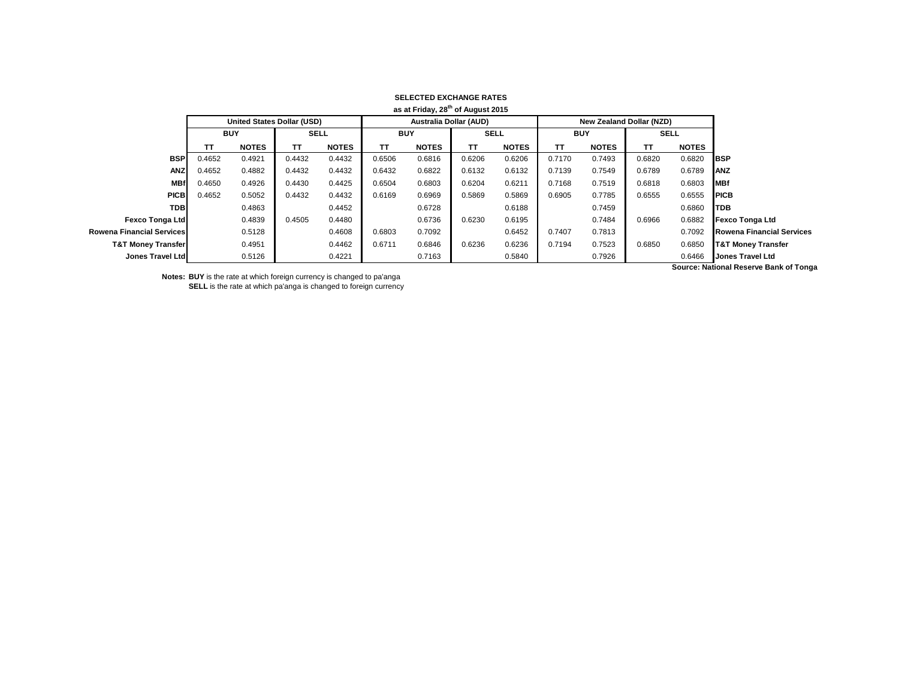**SELECTED EXCHANGE RATES**

**as at Friday, 28th of August 2015**

| | United States Dollar (USD) | | | | Australia Dollar (AUD) | | | | New Zealand Dollar (NZD) | | | | |
|---|---|---|---|---|---|---|---|---|---|---|---|---|---|
| | BUY | | SELL | | BUY | | SELL | | BUY | | SELL | | |
| | TT | NOTES | TT | NOTES | TT | NOTES | TT | NOTES | TT | NOTES | TT | NOTES | |
| **BSP** | 0.4652 | 0.4921 | 0.4432 | 0.4432 | 0.6506 | 0.6816 | 0.6206 | 0.6206 | 0.7170 | 0.7493 | 0.6820 | 0.6820 | **BSP** |
| **ANZ** | 0.4652 | 0.4882 | 0.4432 | 0.4432 | 0.6432 | 0.6822 | 0.6132 | 0.6132 | 0.7139 | 0.7549 | 0.6789 | 0.6789 | **ANZ** |
| **MBf** | 0.4650 | 0.4926 | 0.4430 | 0.4425 | 0.6504 | 0.6803 | 0.6204 | 0.6211 | 0.7168 | 0.7519 | 0.6818 | 0.6803 | **MBf** |
| **PICB** | 0.4652 | 0.5052 | 0.4432 | 0.4432 | 0.6169 | 0.6969 | 0.5869 | 0.5869 | 0.6905 | 0.7785 | 0.6555 | 0.6555 | **PICB** |
| **TDB** | | 0.4863 | | 0.4452 | | 0.6728 | | 0.6188 | | 0.7459 | | 0.6860 | **TDB** |
| **Fexco Tonga Ltd** | | 0.4839 | 0.4505 | 0.4480 | | 0.6736 | 0.6230 | 0.6195 | | 0.7484 | 0.6966 | 0.6882 | **Fexco Tonga Ltd** |
| **Rowena Financial Services** | | 0.5128 | | 0.4608 | 0.6803 | 0.7092 | | 0.6452 | 0.7407 | 0.7813 | | 0.7092 | **Rowena Financial Services** |
| **T&T Money Transfer** | | 0.4951 | | 0.4462 | 0.6711 | 0.6846 | 0.6236 | 0.6236 | 0.7194 | 0.7523 | 0.6850 | 0.6850 | **T&T Money Transfer** |
| **Jones Travel Ltd** | | 0.5126 | | 0.4221 | | 0.7163 | | 0.5840 | | 0.7926 | | 0.6466 | **Jones Travel Ltd** |

**Source: National Reserve Bank of Tonga**

**Notes:** **BUY** is the rate at which foreign currency is changed to pa'anga
**SELL** is the rate at which pa'anga is changed to foreign currency